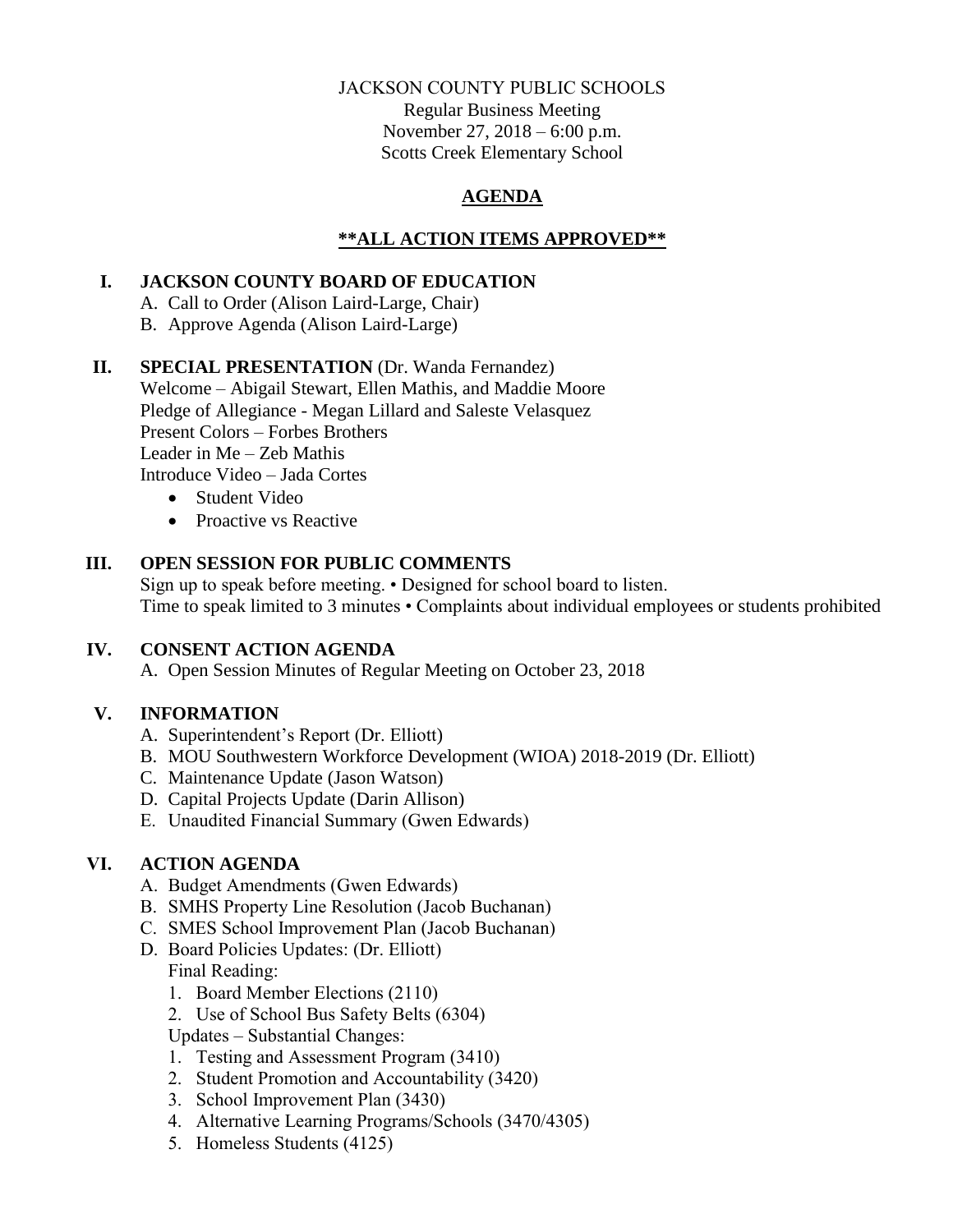JACKSON COUNTY PUBLIC SCHOOLS
Regular Business Meeting
November 27, 2018 – 6:00 p.m.
Scotts Creek Elementary School

# AGENDA

## **ALL ACTION ITEMS APPROVED**

## I. JACKSON COUNTY BOARD OF EDUCATION

A. Call to Order (Alison Laird-Large, Chair)
B. Approve Agenda (Alison Laird-Large)

## II. SPECIAL PRESENTATION (Dr. Wanda Fernandez)

Welcome – Abigail Stewart, Ellen Mathis, and Maddie Moore
Pledge of Allegiance - Megan Lillard and Saleste Velasquez
Present Colors – Forbes Brothers
Leader in Me – Zeb Mathis
Introduce Video – Jada Cortes

- Student Video
- Proactive vs Reactive

## III. OPEN SESSION FOR PUBLIC COMMENTS

Sign up to speak before meeting. • Designed for school board to listen.
Time to speak limited to 3 minutes • Complaints about individual employees or students prohibited

## IV. CONSENT ACTION AGENDA

A. Open Session Minutes of Regular Meeting on October 23, 2018

## V. INFORMATION

A. Superintendent's Report (Dr. Elliott)
B. MOU Southwestern Workforce Development (WIOA) 2018-2019 (Dr. Elliott)
C. Maintenance Update (Jason Watson)
D. Capital Projects Update (Darin Allison)
E. Unaudited Financial Summary (Gwen Edwards)

## VI. ACTION AGENDA

A. Budget Amendments (Gwen Edwards)
B. SMHS Property Line Resolution (Jacob Buchanan)
C. SMES School Improvement Plan (Jacob Buchanan)
D. Board Policies Updates: (Dr. Elliott)
   Final Reading:
   1. Board Member Elections (2110)
   2. Use of School Bus Safety Belts (6304)

   Updates – Substantial Changes:
   1. Testing and Assessment Program (3410)
   2. Student Promotion and Accountability (3420)
   3. School Improvement Plan (3430)
   4. Alternative Learning Programs/Schools (3470/4305)
   5. Homeless Students (4125)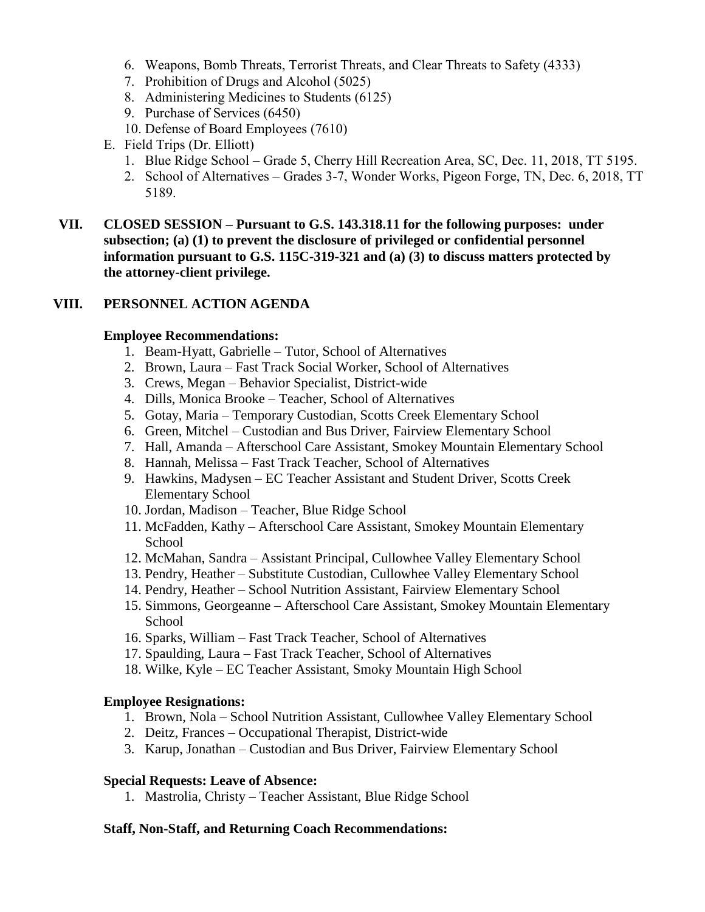6. Weapons, Bomb Threats, Terrorist Threats, and Clear Threats to Safety (4333)
7. Prohibition of Drugs and Alcohol (5025)
8. Administering Medicines to Students (6125)
9. Purchase of Services (6450)
10. Defense of Board Employees (7610)

E. Field Trips (Dr. Elliott)
   1. Blue Ridge School – Grade 5, Cherry Hill Recreation Area, SC, Dec. 11, 2018, TT 5195.
   2. School of Alternatives – Grades 3-7, Wonder Works, Pigeon Forge, TN, Dec. 6, 2018, TT 5189.

## VII. CLOSED SESSION – Pursuant to G.S. 143.318.11 for the following purposes: under subsection; (a) (1) to prevent the disclosure of privileged or confidential personnel information pursuant to G.S. 115C-319-321 and (a) (3) to discuss matters protected by the attorney-client privilege.

## VIII. PERSONNEL ACTION AGENDA

**Employee Recommendations:**

1. Beam-Hyatt, Gabrielle – Tutor, School of Alternatives
2. Brown, Laura – Fast Track Social Worker, School of Alternatives
3. Crews, Megan – Behavior Specialist, District-wide
4. Dills, Monica Brooke – Teacher, School of Alternatives
5. Gotay, Maria – Temporary Custodian, Scotts Creek Elementary School
6. Green, Mitchel – Custodian and Bus Driver, Fairview Elementary School
7. Hall, Amanda – Afterschool Care Assistant, Smokey Mountain Elementary School
8. Hannah, Melissa – Fast Track Teacher, School of Alternatives
9. Hawkins, Madysen – EC Teacher Assistant and Student Driver, Scotts Creek Elementary School
10. Jordan, Madison – Teacher, Blue Ridge School
11. McFadden, Kathy – Afterschool Care Assistant, Smokey Mountain Elementary School
12. McMahan, Sandra – Assistant Principal, Cullowhee Valley Elementary School
13. Pendry, Heather – Substitute Custodian, Cullowhee Valley Elementary School
14. Pendry, Heather – School Nutrition Assistant, Fairview Elementary School
15. Simmons, Georgeanne – Afterschool Care Assistant, Smokey Mountain Elementary School
16. Sparks, William – Fast Track Teacher, School of Alternatives
17. Spaulding, Laura – Fast Track Teacher, School of Alternatives
18. Wilke, Kyle – EC Teacher Assistant, Smoky Mountain High School

**Employee Resignations:**

1. Brown, Nola – School Nutrition Assistant, Cullowhee Valley Elementary School
2. Deitz, Frances – Occupational Therapist, District-wide
3. Karup, Jonathan – Custodian and Bus Driver, Fairview Elementary School

**Special Requests: Leave of Absence:**

1. Mastrolia, Christy – Teacher Assistant, Blue Ridge School

**Staff, Non-Staff, and Returning Coach Recommendations:**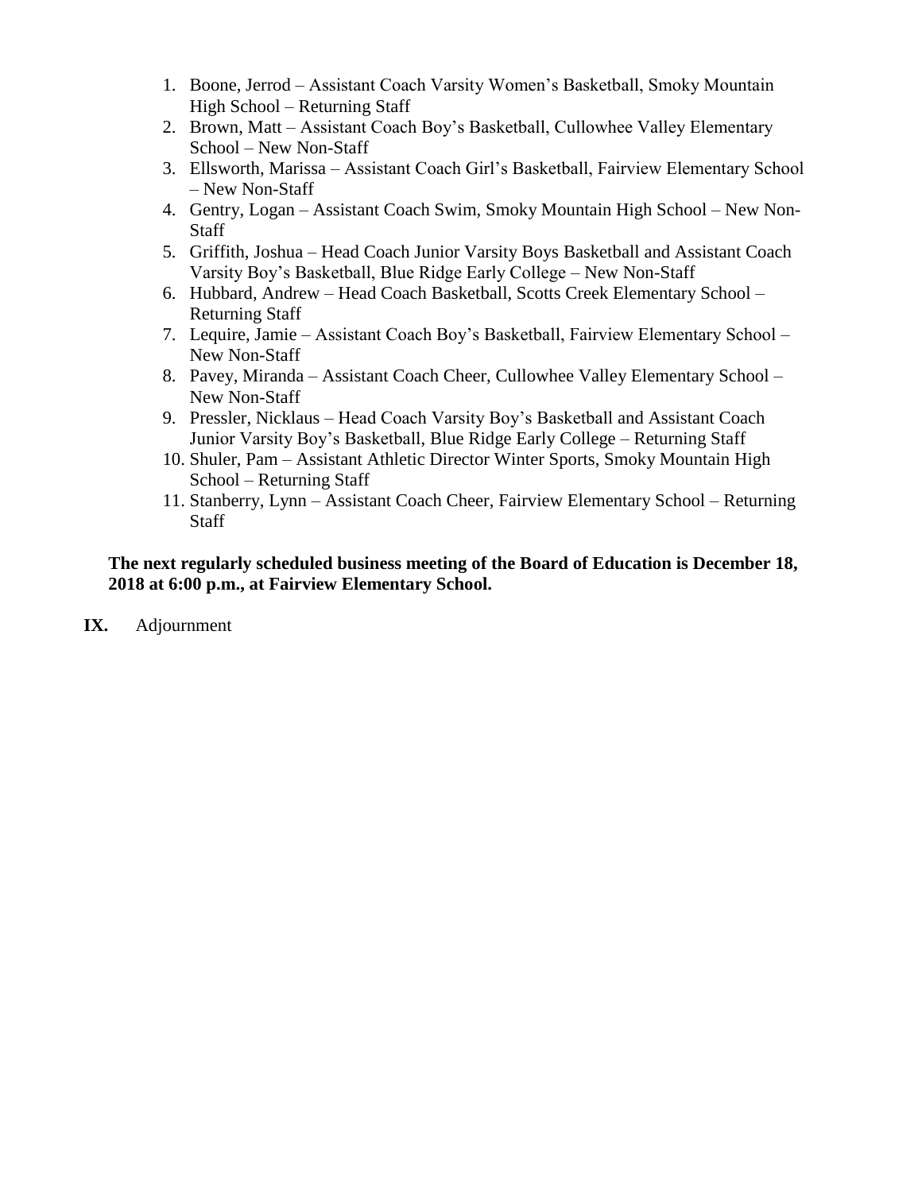1. Boone, Jerrod – Assistant Coach Varsity Women's Basketball, Smoky Mountain High School – Returning Staff
2. Brown, Matt – Assistant Coach Boy's Basketball, Cullowhee Valley Elementary School – New Non-Staff
3. Ellsworth, Marissa – Assistant Coach Girl's Basketball, Fairview Elementary School – New Non-Staff
4. Gentry, Logan – Assistant Coach Swim, Smoky Mountain High School – New Non-Staff
5. Griffith, Joshua – Head Coach Junior Varsity Boys Basketball and Assistant Coach Varsity Boy's Basketball, Blue Ridge Early College – New Non-Staff
6. Hubbard, Andrew – Head Coach Basketball, Scotts Creek Elementary School – Returning Staff
7. Lequire, Jamie – Assistant Coach Boy's Basketball, Fairview Elementary School – New Non-Staff
8. Pavey, Miranda – Assistant Coach Cheer, Cullowhee Valley Elementary School – New Non-Staff
9. Pressler, Nicklaus – Head Coach Varsity Boy's Basketball and Assistant Coach Junior Varsity Boy's Basketball, Blue Ridge Early College – Returning Staff
10. Shuler, Pam – Assistant Athletic Director Winter Sports, Smoky Mountain High School – Returning Staff
11. Stanberry, Lynn – Assistant Coach Cheer, Fairview Elementary School – Returning Staff

**The next regularly scheduled business meeting of the Board of Education is December 18, 2018 at 6:00 p.m., at Fairview Elementary School.**

**IX.** Adjournment